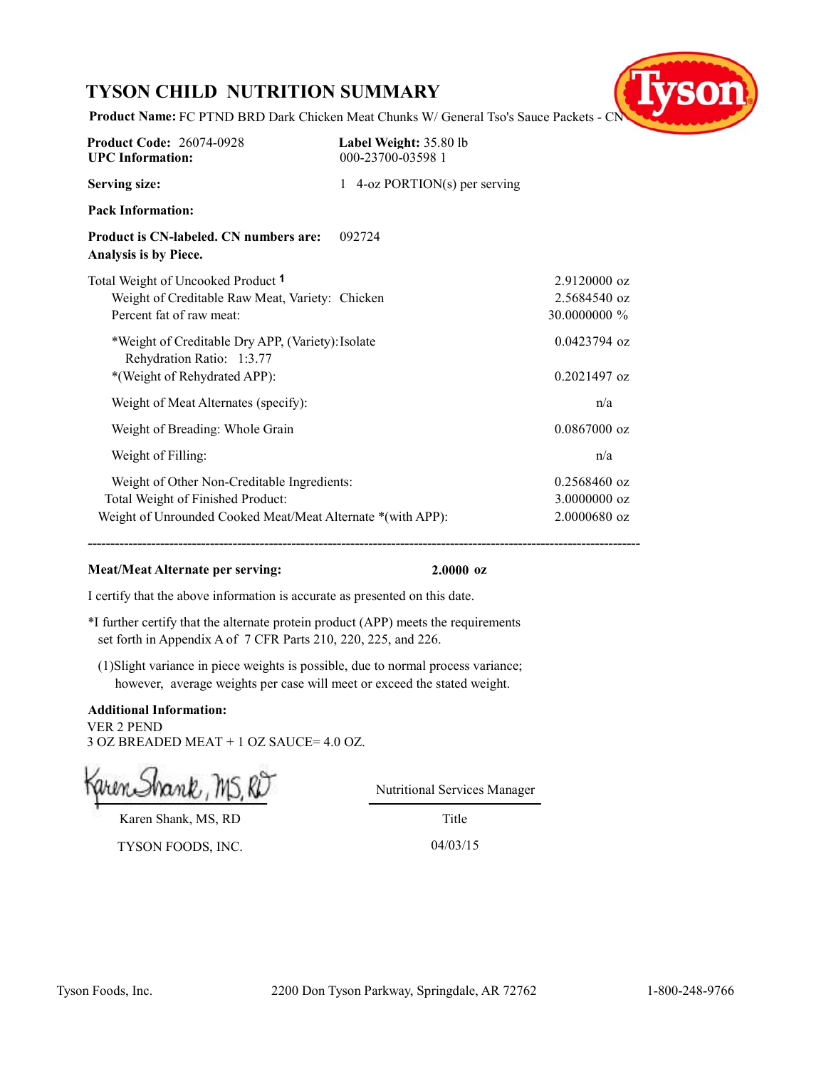# TYSON CHILD NUTRITION SUMMARY

**Product Name:** FC PTND BRD Dark Chicken Meat Chunks W/ General Tso's Sauce Packets - CN

| | |
|---|---|
| **Product Code:** 26074-0928 | **Label Weight:** 35.80 lb |
| **UPC Information:** | 000-23700-03598 1 |
| **Serving size:** | 1 4-oz PORTION(s) per serving |
| **Pack Information:** | |
| **Product is CN-labeled. CN numbers are:** | 092724 |

**Analysis is by Piece.**

| | |
|---|---|
| Total Weight of Uncooked Product [1] | 2.9120000 oz |
| Weight of Creditable Raw Meat, Variety: Chicken | 2.5684540 oz |
| Percent fat of raw meat: | 30.0000000 % |
| *Weight of Creditable Dry APP, (Variety): Isolate<br>Rehydration Ratio: 1:3.77 | 0.0423794 oz |
| *(Weight of Rehydrated APP): | 0.2021497 oz |
| Weight of Meat Alternates (specify): | n/a |
| Weight of Breading: Whole Grain | 0.0867000 oz |
| Weight of Filling: | n/a |
| Weight of Other Non-Creditable Ingredients: | 0.2568460 oz |
| Total Weight of Finished Product: | 3.0000000 oz |
| Weight of Unrounded Cooked Meat/Meat Alternate *(with APP): | 2.0000680 oz |

---

**Meat/Meat Alternate per serving:** **2.0000 oz**

I certify that the above information is accurate as presented on this date.

*I further certify that the alternate protein product (APP) meets the requirements set forth in Appendix A of 7 CFR Parts 210, 220, 225, and 226.

(1)Slight variance in piece weights is possible, due to normal process variance; however, average weights per case will meet or exceed the stated weight.

**Additional Information:**
VER 2 PEND
3 OZ BREADED MEAT + 1 OZ SAUCE= 4.0 OZ.

Karen Shank, MS, RD
TYSON FOODS, INC.

Nutritional Services Manager
Title
04/03/15

Tyson Foods, Inc. 2200 Don Tyson Parkway, Springdale, AR 72762 1-800-248-9766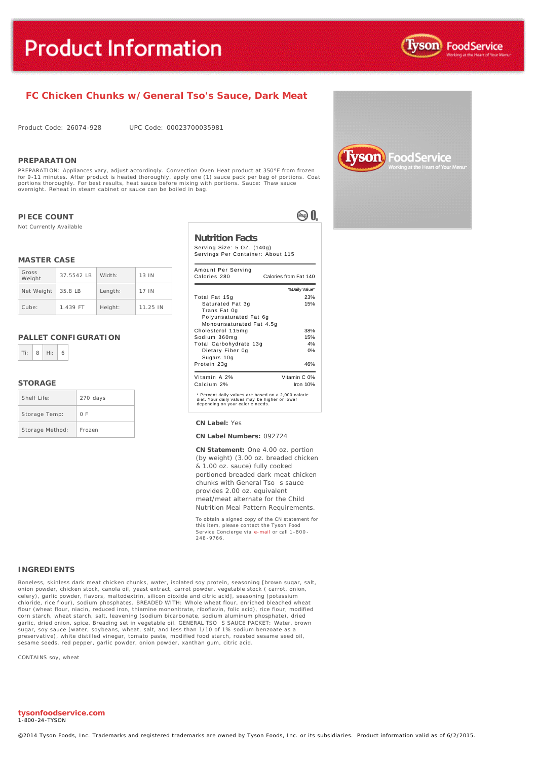# Product Information

## FC Chicken Chunks w/ General Tso's Sauce, Dark Meat

Product Code: 26074-928 UPC Code: 00023700035981

### PREPARATION

PREPARATION: Appliances vary, adjust accordingly. Convection Oven Heat product at 350°F from frozen for 9-11 minutes. After product is heated thoroughly, apply one (1) sauce pack per bag of portions. Coat portions thoroughly. For best results, heat sauce before mixing with portions. Sauce: Thaw sauce overnight. Reheat in steam cabinet or sauce can be boiled in bag.

### PIECE COUNT

Not Currently Available

### MASTER CASE

| | | | |
|---|---|---|---|
| Gross Weight | 37.5542 LB | Width: | 13 IN |
| Net Weight | 35.8 LB | Length: | 17 IN |
| Cube: | 1.439 FT | Height: | 11.25 IN |

### PALLET CONFIGURATION

| | | | |
|---|---|---|---|
| Ti: | 8 | Hi: | 6 |

### STORAGE

| | |
|---|---|
| Shelf Life: | 270 days |
| Storage Temp: | 0 F |
| Storage Method: | Frozen |

### Nutrition Facts

Serving Size: 5 OZ. (140g)
Servings Per Container: About 115

| Amount Per Serving | |
|---|---|
| Calories 280 | Calories from Fat 140 |
| | %Daily Value* |
| Total Fat 15g | 23% |
| Saturated Fat 3g | 15% |
| Trans Fat 0g | |
| Polyunsaturated Fat 6g | |
| Monounsaturated Fat 4.5g | |
| Cholesterol 115mg | 38% |
| Sodium 360mg | 15% |
| Total Carbohydrate 13g | 4% |
| Dietary Fiber 0g | 0% |
| Sugars 10g | |
| Protein 23g | 46% |
| Vitamin A 2% | Vitamin C 0% |
| Calcium 2% | Iron 10% |

\* Percent daily values are based on a 2,000 calorie diet. Your daily values may be higher or lower depending on your calorie needs.

**CN Label:** Yes

**CN Label Numbers:** 092724

**CN Statement:** One 4.00 oz. portion (by weight) (3.00 oz. breaded chicken & 1.00 oz. sauce) fully cooked portioned breaded dark meat chicken chunks with General Tso s sauce provides 2.00 oz. equivalent meat/meat alternate for the Child Nutrition Meal Pattern Requirements.

To obtain a signed copy of the CN statement for this item, please contact the Tyson Food Service Concierge via e-mail or call 1-800-248-9766.

### INGREDIENTS

Boneless, skinless dark meat chicken chunks, water, isolated soy protein, seasoning [brown sugar, salt, onion powder, chicken stock, canola oil, yeast extract, carrot powder, vegetable stock ( carrot, onion, celery), garlic powder, flavors, maltodextrin, silicon dioxide and citric acid], seasoning (potassium chloride, rice flour), sodium phosphates. BREADED WITH: Whole wheat flour, enriched bleached wheat flour (wheat flour, niacin, reduced iron, thiamine mononitrate, riboflavin, folic acid), rice flour, modified corn starch, wheat starch, salt, leavening (sodium bicarbonate, sodium aluminum phosphate), dried garlic, dried onion, spice. Breading set in vegetable oil. GENERAL TSO S SAUCE PACKET: Water, brown sugar, soy sauce (water, soybeans, wheat, salt, and less than 1/10 of 1% sodium benzoate as a preservative), white distilled vinegar, tomato paste, modified food starch, roasted sesame seed oil, sesame seeds, red pepper, garlic powder, onion powder, xanthan gum, citric acid.

CONTAINS soy, wheat

**tysonfoodservice.com**
1-800-24-TYSON

©2014 Tyson Foods, Inc. Trademarks and registered trademarks are owned by Tyson Foods, Inc. or its subsidiaries. Product information valid as of 6/2/2015.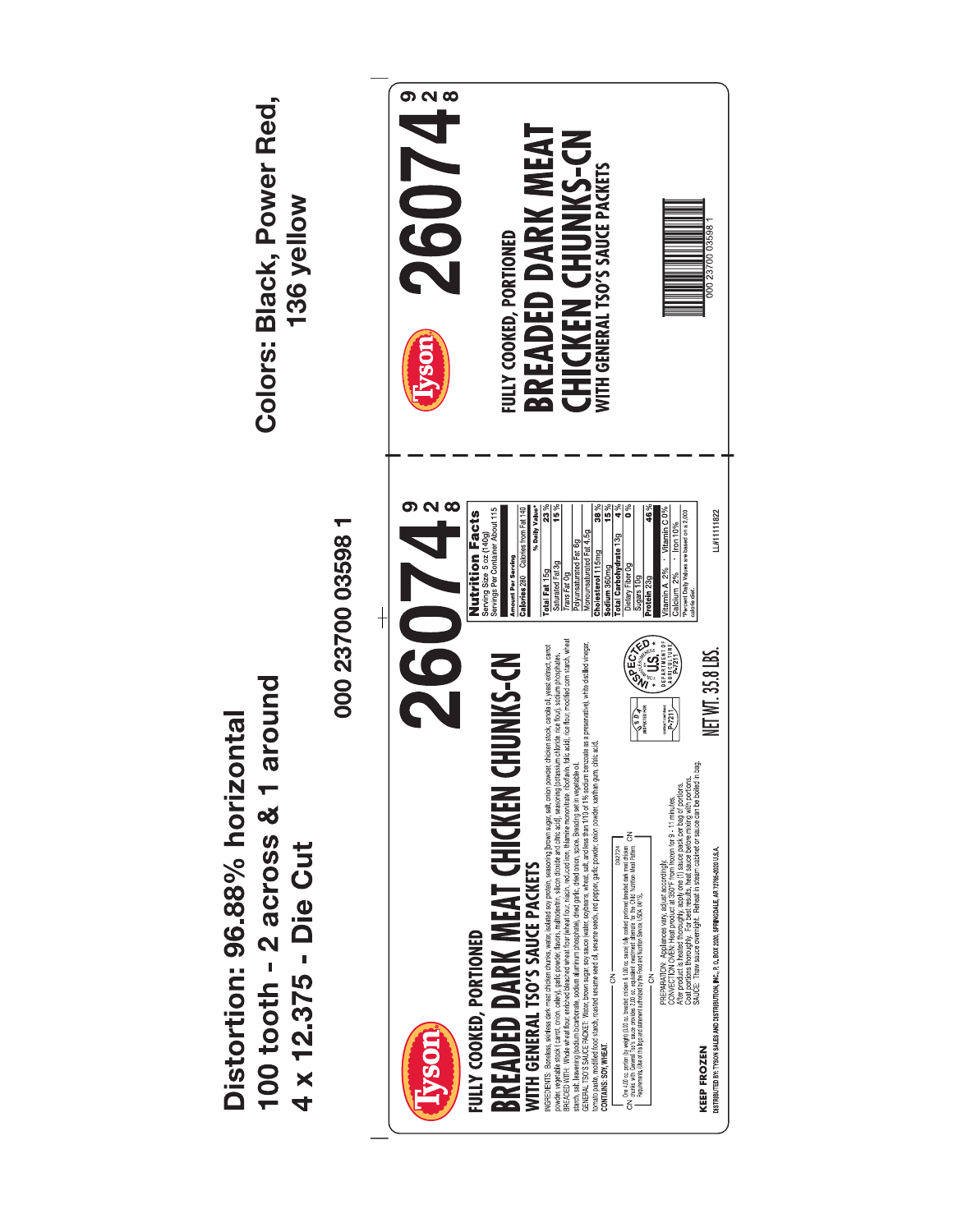Distortion: 96.88% horizontal
100 tooth - 2 across & 1 around
4 x 12.375 - Die Cut

Colors: Black, Power Red,
136 yellow

000 23700 03598 1

Tyson

# 26074

928

FULLY COOKED, PORTIONED

## BREADED DARK MEAT CHICKEN CHUNKS-CN

### WITH GENERAL TSO'S SAUCE PACKETS

INGREDIENTS: Boneless, skinless dark meat chicken chunks, water, isolated soy protein, seasoning [brown sugar, salt, onion powder, chicken stock, canola oil, yeast extract, carrot powder, vegetable stock (carrot, onion, celery), garlic powder, flavors, maltodextrin, silicon dioxide and citric acid], seasoning [potassium chloride, rice flour], sodium phosphates.
BREADED WITH: Whole wheat flour, enriched bleached wheat flour (wheat flour, niacin, reduced iron, thiamine mononitrate, riboflavin, folic acid), rice flour, modified corn starch, wheat starch, salt, leavening (sodium bicarbonate, sodium aluminum phosphate), dried garlic, dried onion, spice. Breading set in vegetable oil.
GENERAL TSO'S SAUCE PACKET: Water, brown sugar, soy sauce (water, soybeans, wheat, salt) and less than 1/10 of 1% sodium benzoate as a preservative), white distilled vinegar, tomato paste, modified food starch, roasted sesame seed oil, sesame seeds, red pepper, garlic powder, onion powder, xanthan gum, citric acid.
CONTAINS: SOY, WHEAT.

CN 092724 CN
One 4.00 oz. portion (by weight) (3.00 oz. breaded chicken & 1.00 oz. sauce) fully cooked portioned breaded dark meat chicken chunks with General Tso's sauce provides 2.00 oz. equivalent meat/meat alternate for the Child Nutrition Meal Pattern Requirements. (Use of this logo and statement authorized by the Food and Nutrition Service, USDA 04/15.)
CN

PREPARATION: Appliances vary, adjust accordingly.
CONVECTION OVEN: Heat product at 350°F from frozen for 9 - 11 minutes.
After product is heated thoroughly, apply one (1) sauce pack per bag of portions.
Coat portions thoroughly. For best results, heat sauce before mixing with portions.
SAUCE: Thaw sauce overnight. Reheat in steam cabinet or sauce can be boiled in bag.

USDA INSPECTED FOR WHOLESOMENESS BY U.S. DEPARTMENT OF AGRICULTURE P-7211

**Nutrition Facts**
Serving Size 5 oz (140g)
Servings Per Container About 115

| Amount Per Serving | % Daily Value* |
|---|---|
| Calories 280 Calories from Fat 140 | |
| **Total Fat** 15g | 23 % |
| Saturated Fat 3g | 15 % |
| Trans Fat 0g | |
| Polyunsaturated Fat 6g | |
| Monounsaturated Fat 4.5g | |
| **Cholesterol** 115mg | 38 % |
| **Sodium** 360mg | 15 % |
| **Total Carbohydrate** 13g | 4 % |
| Dietary Fiber 0g | 0 % |
| Sugars 10g | |
| **Protein** 23g | 46 % |

Vitamin A 2% • Vitamin C 0%
Calcium 2% • Iron 10%
*Percent Daily Values are based on a 2,000 calorie diet.

KEEP FROZEN

NET WT. 35.8 LBS.

DISTRIBUTED BY: TYSON SALES AND DISTRIBUTION, INC., P. O. BOX 2020, SPRINGDALE, AR 72765-2020 U.S.A.

L#11111822

Tyson

# 26074

928

FULLY COOKED, PORTIONED

## BREADED DARK MEAT CHICKEN CHUNKS-CN

### WITH GENERAL TSO'S SAUCE PACKETS

000 23700 03598 1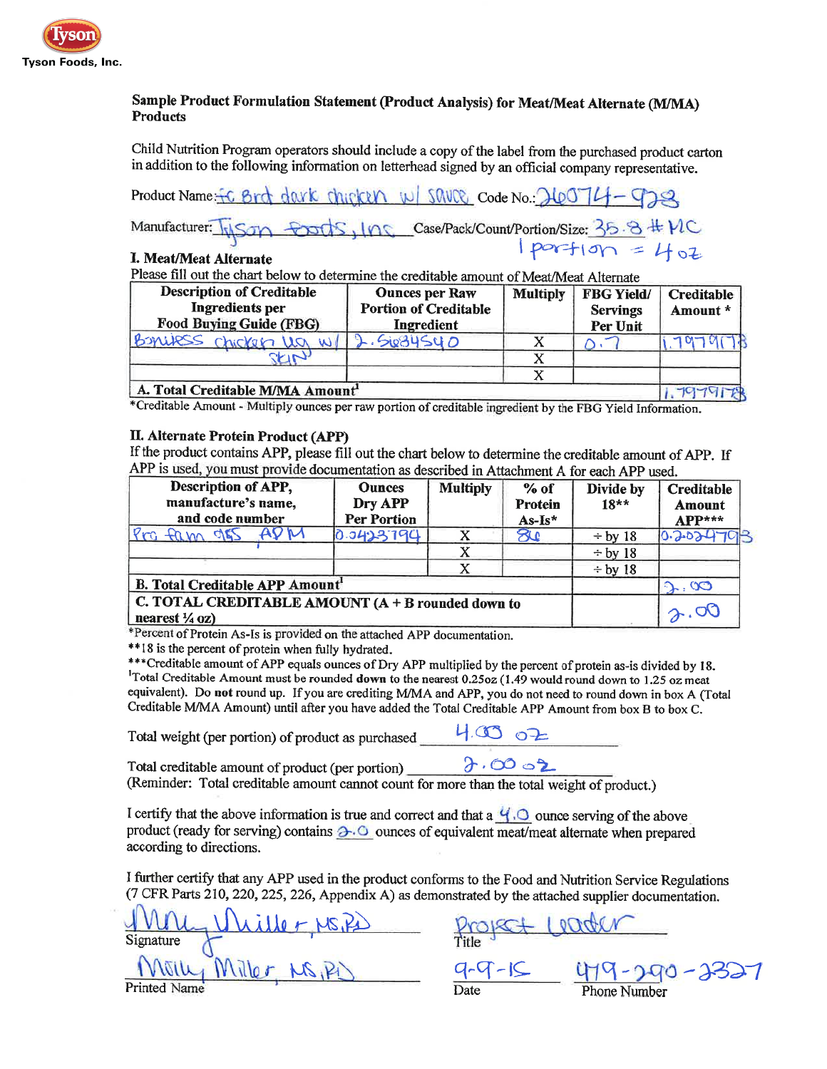Tyson

Tyson Foods, Inc.

**Sample Product Formulation Statement (Product Analysis) for Meat/Meat Alternate (M/MA) Products**

Child Nutrition Program operators should include a copy of the label from the purchased product carton in addition to the following information on letterhead signed by an official company representative.

Product Name: FC Brd dark chicken w/ sauce Code No.: 26074-928

Manufacturer: Tyson Foods, Inc Case/Pack/Count/Portion/Size: 35.8 # MC
1 portion = 4 oz

## I. Meat/Meat Alternate

Please fill out the chart below to determine the creditable amount of Meat/Meat Alternate

| Description of Creditable Ingredients per Food Buying Guide (FBG) | Ounces per Raw Portion of Creditable Ingredient | Multiply | FBG Yield/ Servings Per Unit | Creditable Amount * |
|---|---|---|---|---|
| Boneless chicken WG w/ skin | 2.5684540 | X | 0.7 | 1.797918 |
| | | X | | |
| | | X | | |
| **A. Total Creditable M/MA Amount**[1] | | | | 1.797918 |

*Creditable Amount - Multiply ounces per raw portion of creditable ingredient by the FBG Yield Information.

## II. Alternate Protein Product (APP)

If the product contains APP, please fill out the chart below to determine the creditable amount of APP. If APP is used, you must provide documentation as described in Attachment A for each APP used.

| Description of APP, manufacture's name, and code number | Ounces Dry APP Per Portion | Multiply | % of Protein As-Is* | Divide by 18** | Creditable Amount APP*** |
|---|---|---|---|---|---|
| Pro fam 955 ADM | 0.0423794 | X | 86 | ÷ by 18 | 0.2024793 |
| | | X | | ÷ by 18 | |
| | | X | | ÷ by 18 | |
| **B. Total Creditable APP Amount**[1] | | | | | 2.00 |
| **C. TOTAL CREDITABLE AMOUNT (A + B rounded down to nearest ¼ oz)** | | | | | 2.00 |

*Percent of Protein As-Is is provided on the attached APP documentation.
**18 is the percent of protein when fully hydrated.
***Creditable amount of APP equals ounces of Dry APP multiplied by the percent of protein as-is divided by 18.
[1]Total Creditable Amount must be rounded **down** to the nearest 0.25oz (1.49 would round down to 1.25 oz meat equivalent). Do **not** round up. If you are crediting M/MA and APP, you do not need to round down in box A (Total Creditable M/MA Amount) until after you have added the Total Creditable APP Amount from box B to box C.

Total weight (per portion) of product as purchased 4.00 oz

Total creditable amount of product (per portion) 2.00 oz
(Reminder: Total creditable amount cannot count for more than the total weight of product.)

I certify that the above information is true and correct and that a 4.0 ounce serving of the above product (ready for serving) contains 2.0 ounces of equivalent meat/meat alternate when prepared according to directions.

I further certify that any APP used in the product conforms to the Food and Nutrition Service Regulations (7 CFR Parts 210, 220, 225, 226, Appendix A) as demonstrated by the attached supplier documentation.

Molly Miller, MS,RD
Signature

Project Leader
Title

Molly Miller, MS,RD
Printed Name

9-9-15
Date

479-290-2327
Phone Number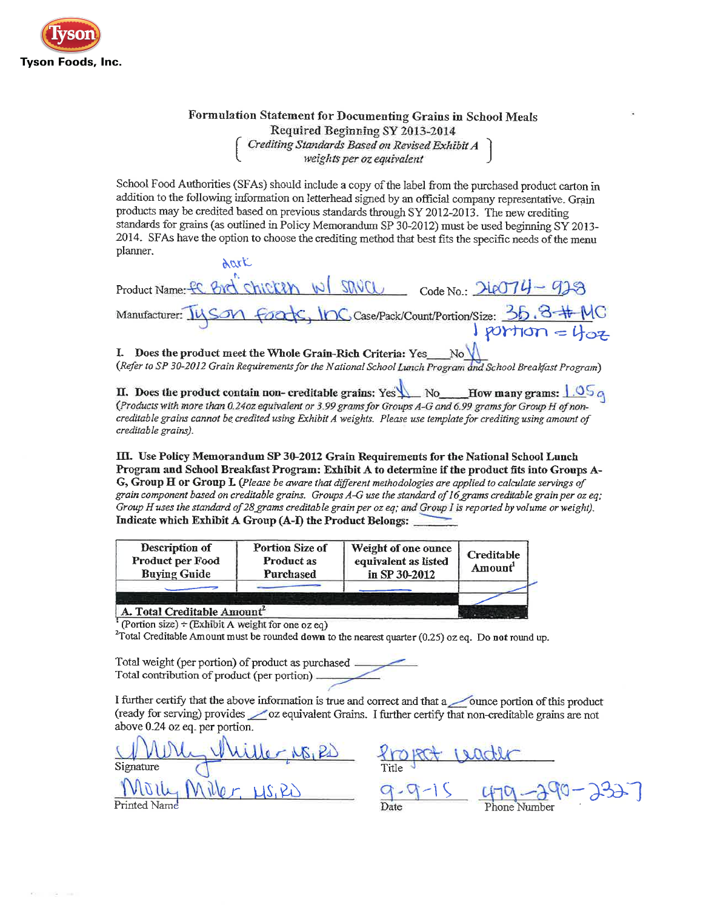Tyson Foods, Inc.

## Formulation Statement for Documenting Grains in School Meals

Required Beginning SY 2013-2014

*(Crediting Standards Based on Revised Exhibit A weights per oz equivalent)*

School Food Authorities (SFAs) should include a copy of the label from the purchased product carton in addition to the following information on letterhead signed by an official company representative. Grain products may be credited based on previous standards through SY 2012-2013. The new crediting standards for grains (as outlined in Policy Memorandum SP 30-2012) must be used beginning SY 2013-2014. SFAs have the option to choose the crediting method that best fits the specific needs of the menu planner.

Product Name: FC Brd dark chicken w/ sauce  Code No.: 26074-928

Manufacturer: Tyson Foods, Inc  Case/Pack/Count/Portion/Size: 35.8 # MC 1 portion = 4oz

**I. Does the product meet the Whole Grain-Rich Criteria:** Yes____ No ✓

*(Refer to SP 30-2012 Grain Requirements for the National School Lunch Program and School Breakfast Program)*

**II. Does the product contain non- creditable grains:** Yes ✓ No____ **How many grams:** 1.05 g

*(Products with more than 0.24oz equivalent or 3.99 grams for Groups A-G and 6.99 grams for Group H of non-creditable grains cannot be credited using Exhibit A weights. Please use template for crediting using amount of creditable grains).*

**III. Use Policy Memorandum SP 30-2012 Grain Requirements for the National School Lunch Program and School Breakfast Program: Exhibit A to determine if the product fits into Groups A-G, Group H or Group I.** *(Please be aware that different methodologies are applied to calculate servings of grain component based on creditable grains. Groups A-G use the standard of 16 grams creditable grain per oz eq; Group H uses the standard of 28 grams creditable grain per oz eq; and Group I is reported by volume or weight).*

**Indicate which Exhibit A Group (A-I) the Product Belongs:** ____

| Description of Product per Food Buying Guide | Portion Size of Product as Purchased | Weight of one ounce equivalent as listed in SP 30-2012 | Creditable Amount[1] |
|---|---|---|---|
| — | — | | — |
| | | | |
| **A. Total Creditable Amount**[2] | | | |

[1] (Portion size) ÷ (Exhibit A weight for one oz eq)

[2] Total Creditable Amount must be rounded **down** to the nearest quarter (0.25) oz eq. Do **not** round up.

Total weight (per portion) of product as purchased ____

Total contribution of product (per portion) ____

I further certify that the above information is true and correct and that a ____ ounce portion of this product (ready for serving) provides ____ oz equivalent Grains. I further certify that non-creditable grains are not above 0.24 oz eq. per portion.

Signature: Molly Miller, MS, RD  Title: Project Leader

Printed Name: Molly Miller, MS, RD  Date: 9-9-15  Phone Number: 479-290-2327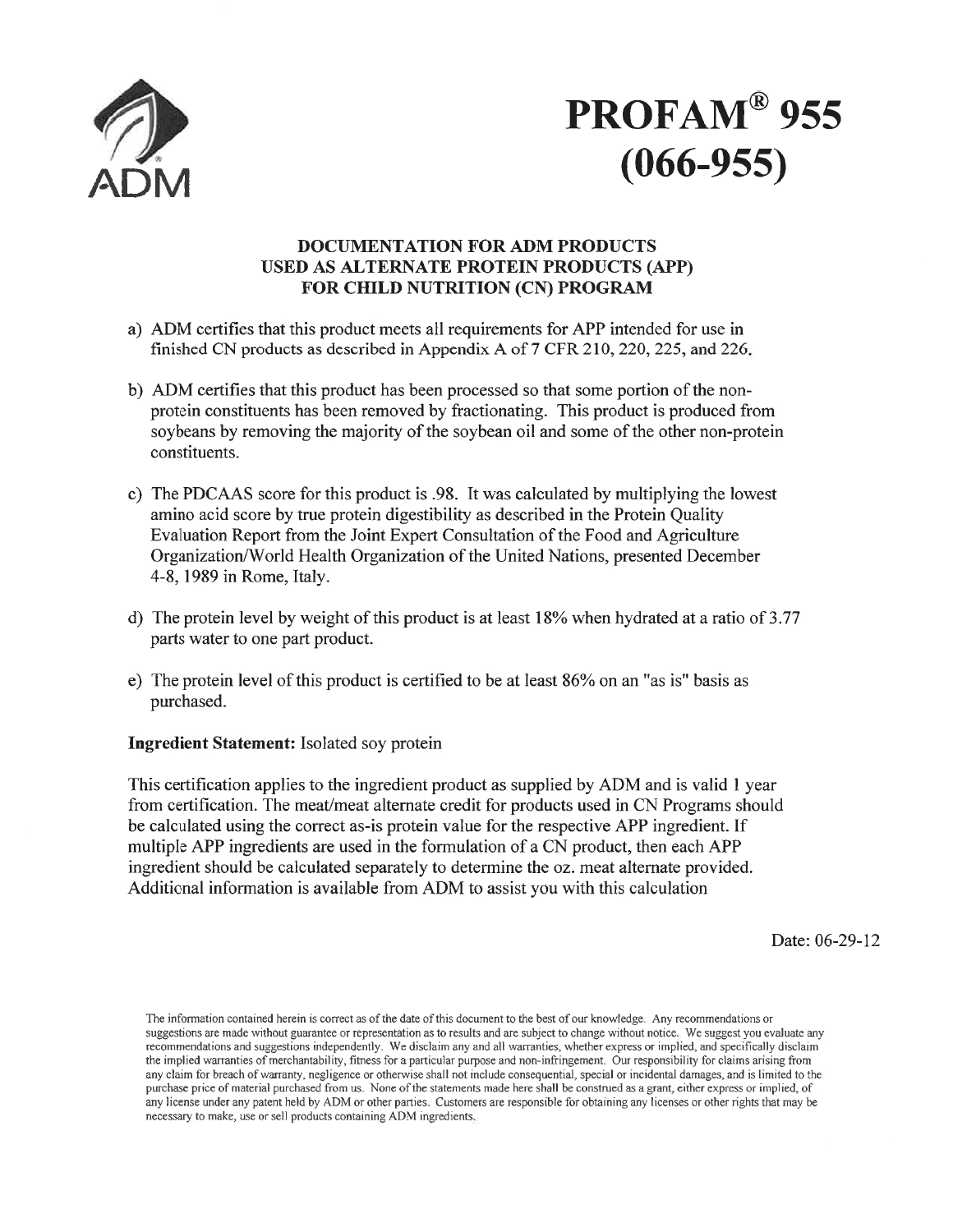ADM

# PROFAM® 955 (066-955)

**DOCUMENTATION FOR ADM PRODUCTS USED AS ALTERNATE PROTEIN PRODUCTS (APP) FOR CHILD NUTRITION (CN) PROGRAM**

a) ADM certifies that this product meets all requirements for APP intended for use in finished CN products as described in Appendix A of 7 CFR 210, 220, 225, and 226.

b) ADM certifies that this product has been processed so that some portion of the non-protein constituents has been removed by fractionating. This product is produced from soybeans by removing the majority of the soybean oil and some of the other non-protein constituents.

c) The PDCAAS score for this product is .98. It was calculated by multiplying the lowest amino acid score by true protein digestibility as described in the Protein Quality Evaluation Report from the Joint Expert Consultation of the Food and Agriculture Organization/World Health Organization of the United Nations, presented December 4-8, 1989 in Rome, Italy.

d) The protein level by weight of this product is at least 18% when hydrated at a ratio of 3.77 parts water to one part product.

e) The protein level of this product is certified to be at least 86% on an "as is" basis as purchased.

**Ingredient Statement:** Isolated soy protein

This certification applies to the ingredient product as supplied by ADM and is valid 1 year from certification. The meat/meat alternate credit for products used in CN Programs should be calculated using the correct as-is protein value for the respective APP ingredient. If multiple APP ingredients are used in the formulation of a CN product, then each APP ingredient should be calculated separately to determine the oz. meat alternate provided. Additional information is available from ADM to assist you with this calculation

Date: 06-29-12

The information contained herein is correct as of the date of this document to the best of our knowledge. Any recommendations or suggestions are made without guarantee or representation as to results and are subject to change without notice. We suggest you evaluate any recommendations and suggestions independently. We disclaim any and all warranties, whether express or implied, and specifically disclaim the implied warranties of merchantability, fitness for a particular purpose and non-infringement. Our responsibility for claims arising from any claim for breach of warranty, negligence or otherwise shall not include consequential, special or incidental damages, and is limited to the purchase price of material purchased from us. None of the statements made here shall be construed as a grant, either express or implied, of any license under any patent held by ADM or other parties. Customers are responsible for obtaining any licenses or other rights that may be necessary to make, use or sell products containing ADM ingredients.